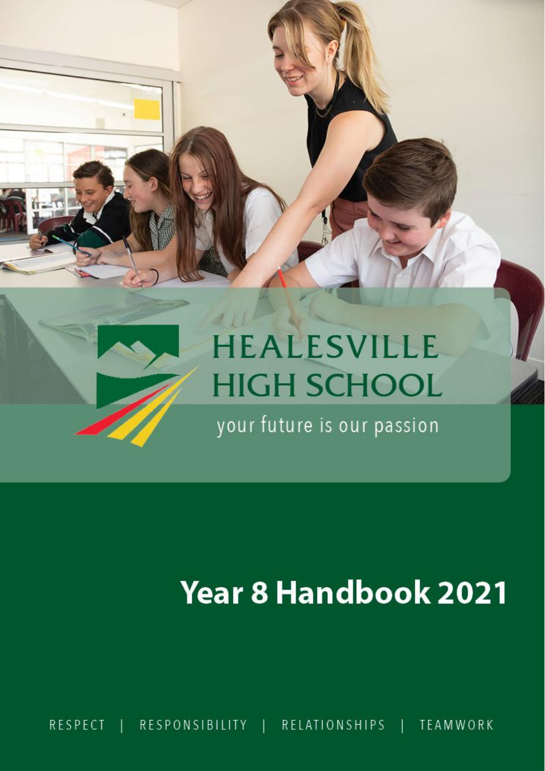# HEALESVILLE HIGH SCHOOL

your future is our passion

# Year 8 Handbook 2021

RESPECT | RESPONSIBILITY | RELATIONSHIPS | TEAMWORK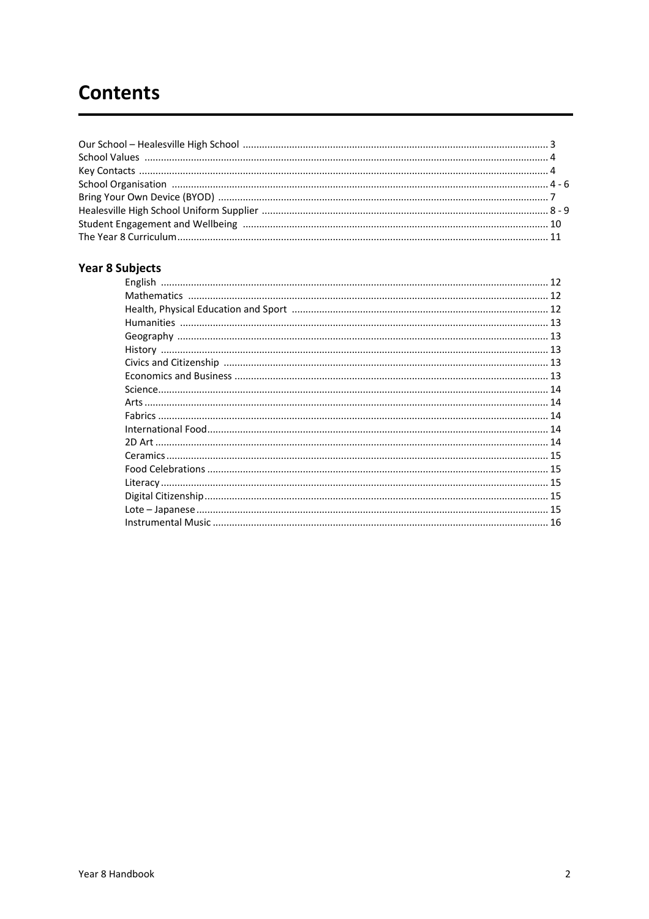# Contents

| | |
|---|---|
| Our School – Healesville High School | 3 |
| School Values | 4 |
| Key Contacts | 4 |
| School Organisation | 4 - 6 |
| Bring Your Own Device (BYOD) | 7 |
| Healesville High School Uniform Supplier | 8 - 9 |
| Student Engagement and Wellbeing | 10 |
| The Year 8 Curriculum | 11 |

## Year 8 Subjects

| | |
|---|---|
| English | 12 |
| Mathematics | 12 |
| Health, Physical Education and Sport | 12 |
| Humanities | 13 |
| Geography | 13 |
| History | 13 |
| Civics and Citizenship | 13 |
| Economics and Business | 13 |
| Science | 14 |
| Arts | 14 |
| Fabrics | 14 |
| International Food | 14 |
| 2D Art | 14 |
| Ceramics | 15 |
| Food Celebrations | 15 |
| Literacy | 15 |
| Digital Citizenship | 15 |
| Lote – Japanese | 15 |
| Instrumental Music | 16 |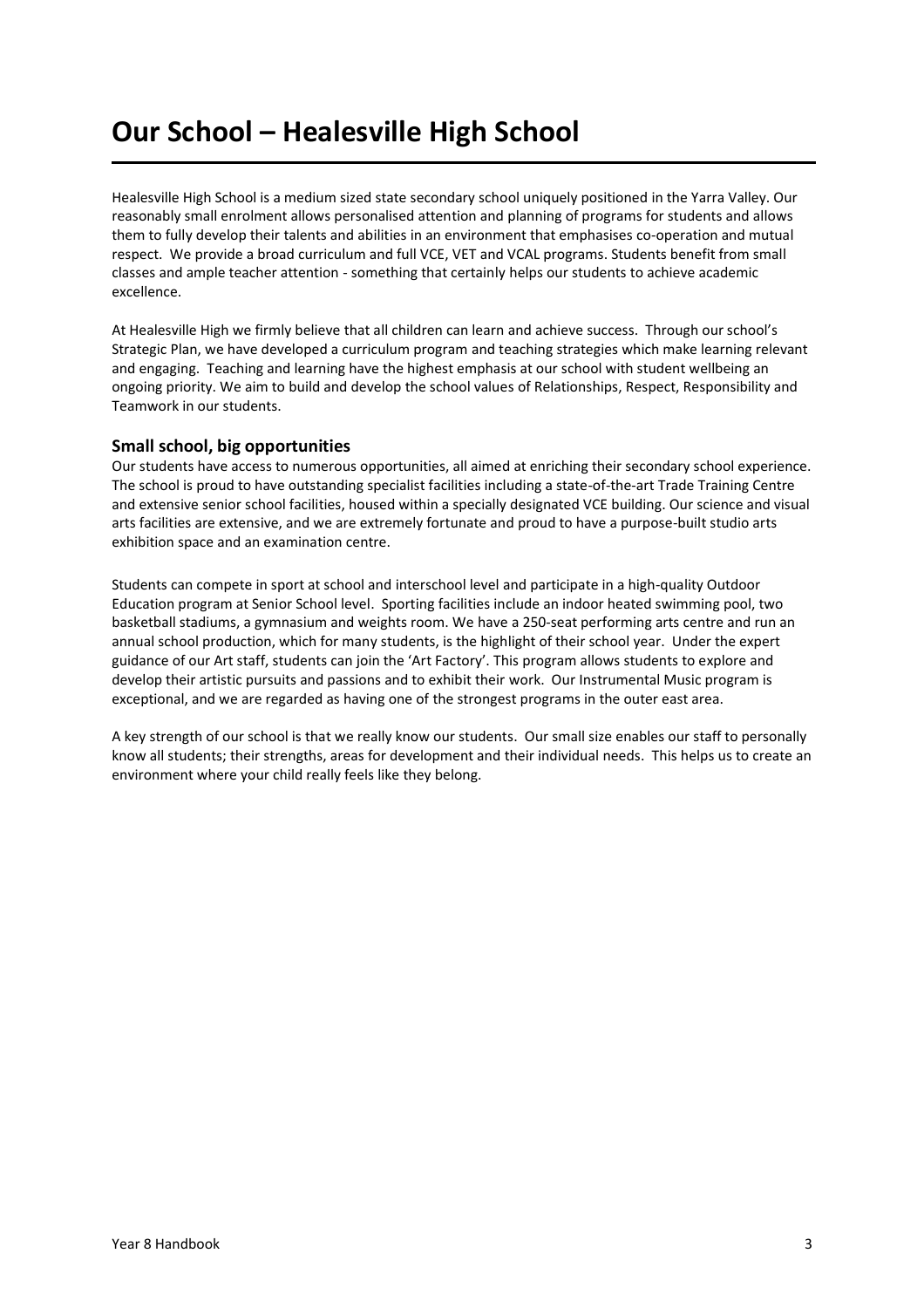# Our School – Healesville High School

Healesville High School is a medium sized state secondary school uniquely positioned in the Yarra Valley. Our reasonably small enrolment allows personalised attention and planning of programs for students and allows them to fully develop their talents and abilities in an environment that emphasises co-operation and mutual respect. We provide a broad curriculum and full VCE, VET and VCAL programs. Students benefit from small classes and ample teacher attention - something that certainly helps our students to achieve academic excellence.

At Healesville High we firmly believe that all children can learn and achieve success. Through our school's Strategic Plan, we have developed a curriculum program and teaching strategies which make learning relevant and engaging. Teaching and learning have the highest emphasis at our school with student wellbeing an ongoing priority. We aim to build and develop the school values of Relationships, Respect, Responsibility and Teamwork in our students.

## Small school, big opportunities

Our students have access to numerous opportunities, all aimed at enriching their secondary school experience. The school is proud to have outstanding specialist facilities including a state-of-the-art Trade Training Centre and extensive senior school facilities, housed within a specially designated VCE building. Our science and visual arts facilities are extensive, and we are extremely fortunate and proud to have a purpose-built studio arts exhibition space and an examination centre.

Students can compete in sport at school and interschool level and participate in a high-quality Outdoor Education program at Senior School level. Sporting facilities include an indoor heated swimming pool, two basketball stadiums, a gymnasium and weights room. We have a 250-seat performing arts centre and run an annual school production, which for many students, is the highlight of their school year. Under the expert guidance of our Art staff, students can join the 'Art Factory'. This program allows students to explore and develop their artistic pursuits and passions and to exhibit their work. Our Instrumental Music program is exceptional, and we are regarded as having one of the strongest programs in the outer east area.

A key strength of our school is that we really know our students. Our small size enables our staff to personally know all students; their strengths, areas for development and their individual needs. This helps us to create an environment where your child really feels like they belong.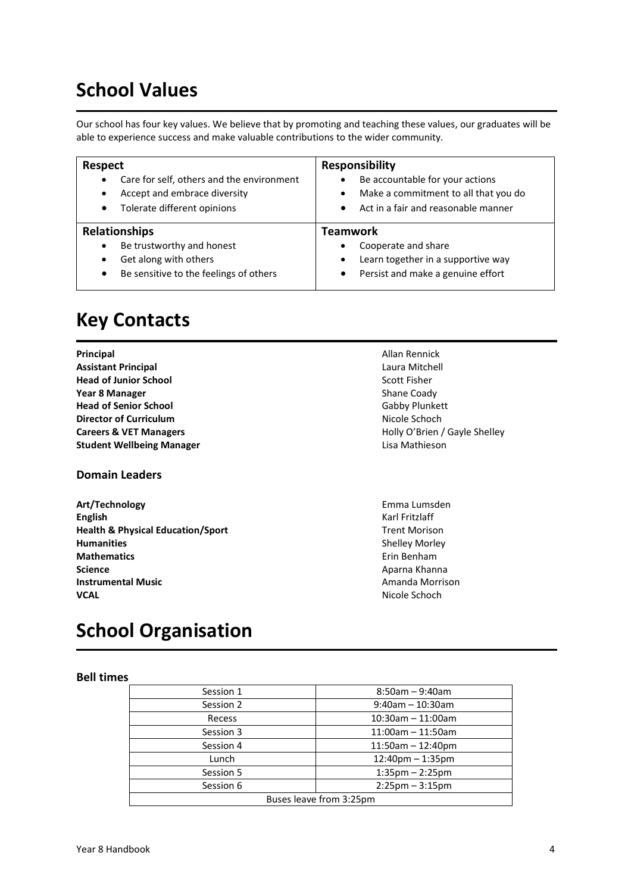# School Values

Our school has four key values. We believe that by promoting and teaching these values, our graduates will be able to experience success and make valuable contributions to the wider community.

| **Respect** | **Responsibility** |
| --- | --- |
| • Care for self, others and the environment<br>• Accept and embrace diversity<br>• Tolerate different opinions | • Be accountable for your actions<br>• Make a commitment to all that you do<br>• Act in a fair and reasonable manner |
| **Relationships** | **Teamwork** |
| • Be trustworthy and honest<br>• Get along with others<br>• Be sensitive to the feelings of others | • Cooperate and share<br>• Learn together in a supportive way<br>• Persist and make a genuine effort |

# Key Contacts

| | |
| --- | --- |
| **Principal** | Allan Rennick |
| **Assistant Principal** | Laura Mitchell |
| **Head of Junior School** | Scott Fisher |
| **Year 8 Manager** | Shane Coady |
| **Head of Senior School** | Gabby Plunkett |
| **Director of Curriculum** | Nicole Schoch |
| **Careers & VET Managers** | Holly O'Brien / Gayle Shelley |
| **Student Wellbeing Manager** | Lisa Mathieson |

### Domain Leaders

| | |
| --- | --- |
| **Art/Technology** | Emma Lumsden |
| **English** | Karl Fritzlaff |
| **Health & Physical Education/Sport** | Trent Morison |
| **Humanities** | Shelley Morley |
| **Mathematics** | Erin Benham |
| **Science** | Aparna Khanna |
| **Instrumental Music** | Amanda Morrison |
| **VCAL** | Nicole Schoch |

# School Organisation

### Bell times

| | |
| --- | --- |
| Session 1 | 8:50am – 9:40am |
| Session 2 | 9:40am – 10:30am |
| Recess | 10:30am – 11:00am |
| Session 3 | 11:00am – 11:50am |
| Session 4 | 11:50am – 12:40pm |
| Lunch | 12:40pm – 1:35pm |
| Session 5 | 1:35pm – 2:25pm |
| Session 6 | 2:25pm – 3:15pm |
| Buses leave from 3:25pm | |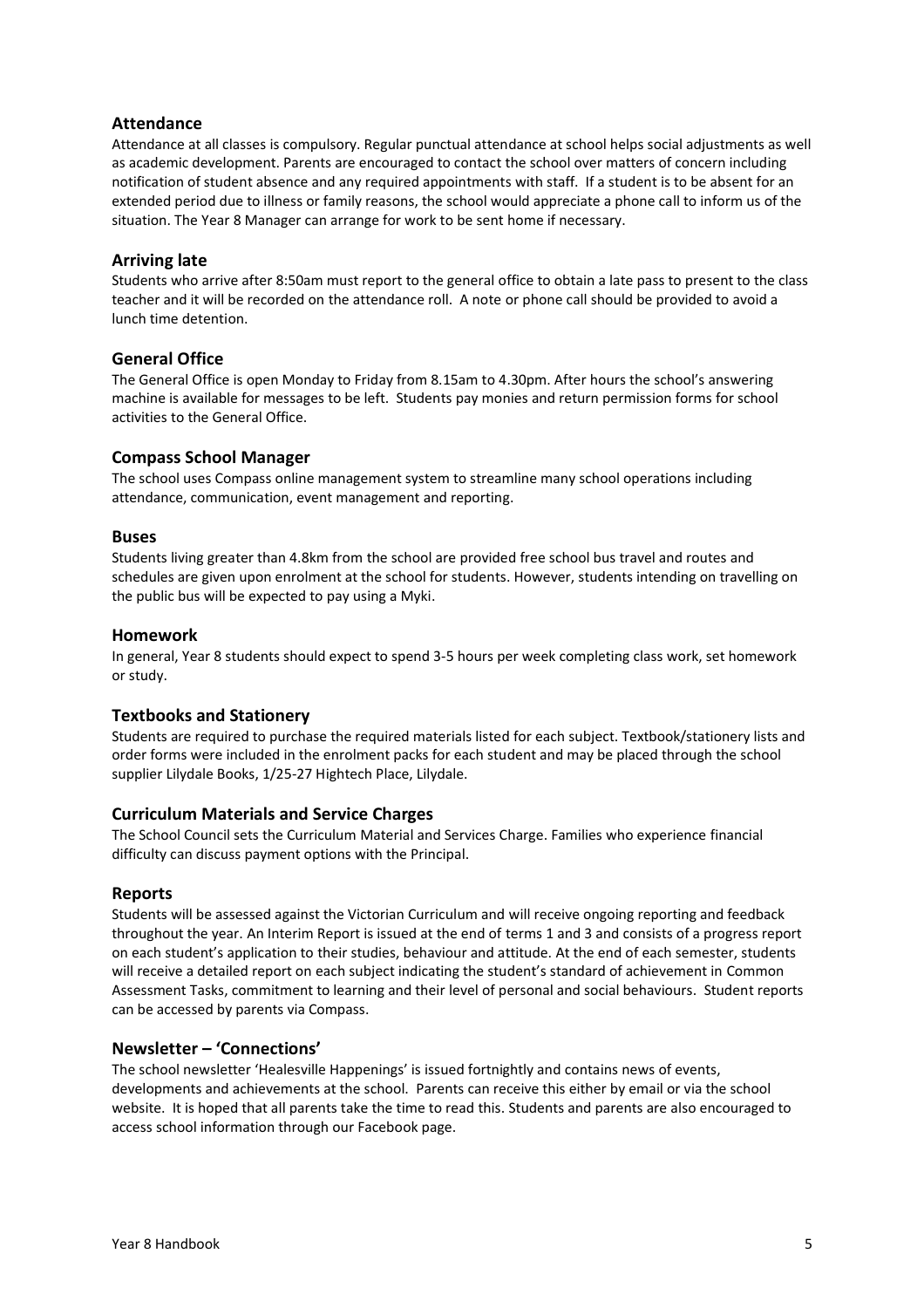## Attendance

Attendance at all classes is compulsory. Regular punctual attendance at school helps social adjustments as well as academic development. Parents are encouraged to contact the school over matters of concern including notification of student absence and any required appointments with staff. If a student is to be absent for an extended period due to illness or family reasons, the school would appreciate a phone call to inform us of the situation. The Year 8 Manager can arrange for work to be sent home if necessary.

## Arriving late

Students who arrive after 8:50am must report to the general office to obtain a late pass to present to the class teacher and it will be recorded on the attendance roll. A note or phone call should be provided to avoid a lunch time detention.

## General Office

The General Office is open Monday to Friday from 8.15am to 4.30pm. After hours the school's answering machine is available for messages to be left. Students pay monies and return permission forms for school activities to the General Office.

## Compass School Manager

The school uses Compass online management system to streamline many school operations including attendance, communication, event management and reporting.

## Buses

Students living greater than 4.8km from the school are provided free school bus travel and routes and schedules are given upon enrolment at the school for students. However, students intending on travelling on the public bus will be expected to pay using a Myki.

## Homework

In general, Year 8 students should expect to spend 3-5 hours per week completing class work, set homework or study.

## Textbooks and Stationery

Students are required to purchase the required materials listed for each subject. Textbook/stationery lists and order forms were included in the enrolment packs for each student and may be placed through the school supplier Lilydale Books, 1/25-27 Hightech Place, Lilydale.

## Curriculum Materials and Service Charges

The School Council sets the Curriculum Material and Services Charge. Families who experience financial difficulty can discuss payment options with the Principal.

## Reports

Students will be assessed against the Victorian Curriculum and will receive ongoing reporting and feedback throughout the year. An Interim Report is issued at the end of terms 1 and 3 and consists of a progress report on each student's application to their studies, behaviour and attitude. At the end of each semester, students will receive a detailed report on each subject indicating the student's standard of achievement in Common Assessment Tasks, commitment to learning and their level of personal and social behaviours. Student reports can be accessed by parents via Compass.

## Newsletter – 'Connections'

The school newsletter 'Healesville Happenings' is issued fortnightly and contains news of events, developments and achievements at the school. Parents can receive this either by email or via the school website. It is hoped that all parents take the time to read this. Students and parents are also encouraged to access school information through our Facebook page.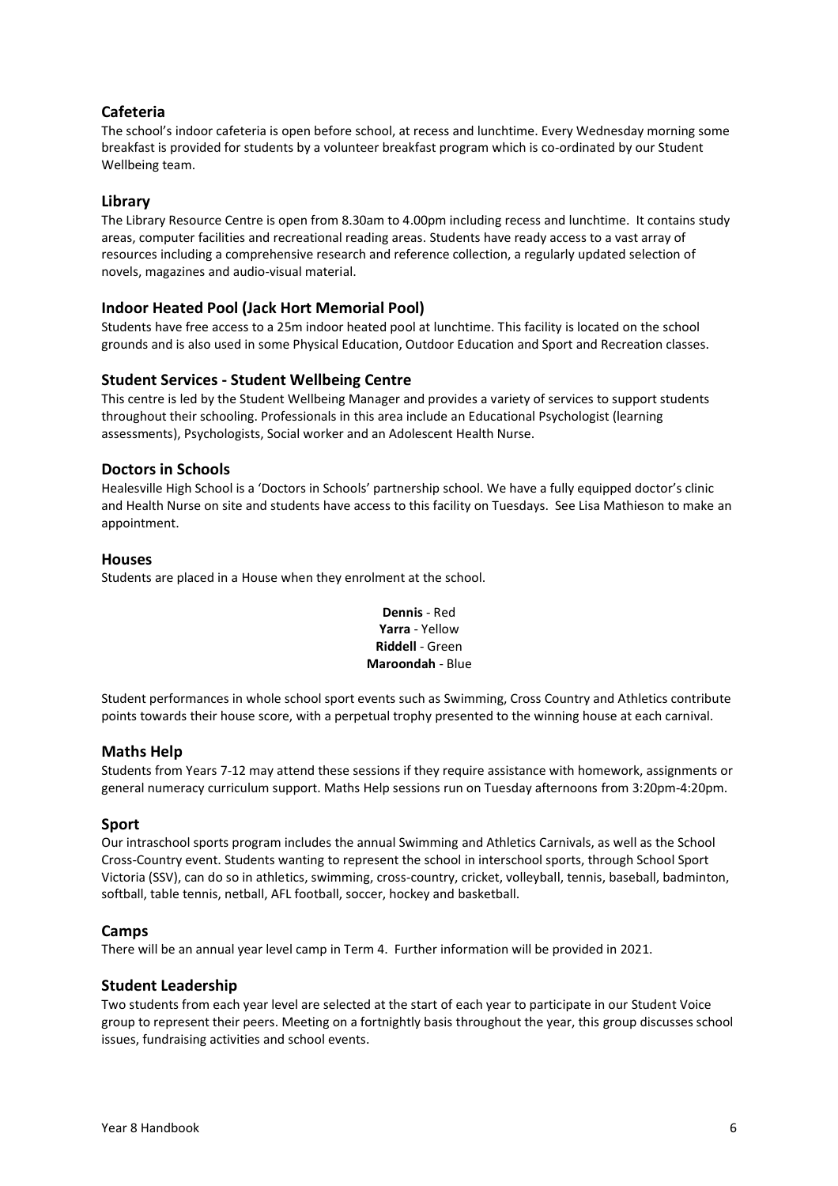## Cafeteria

The school's indoor cafeteria is open before school, at recess and lunchtime. Every Wednesday morning some breakfast is provided for students by a volunteer breakfast program which is co-ordinated by our Student Wellbeing team.

## Library

The Library Resource Centre is open from 8.30am to 4.00pm including recess and lunchtime. It contains study areas, computer facilities and recreational reading areas. Students have ready access to a vast array of resources including a comprehensive research and reference collection, a regularly updated selection of novels, magazines and audio-visual material.

## Indoor Heated Pool (Jack Hort Memorial Pool)

Students have free access to a 25m indoor heated pool at lunchtime. This facility is located on the school grounds and is also used in some Physical Education, Outdoor Education and Sport and Recreation classes.

## Student Services - Student Wellbeing Centre

This centre is led by the Student Wellbeing Manager and provides a variety of services to support students throughout their schooling. Professionals in this area include an Educational Psychologist (learning assessments), Psychologists, Social worker and an Adolescent Health Nurse.

## Doctors in Schools

Healesville High School is a 'Doctors in Schools' partnership school. We have a fully equipped doctor's clinic and Health Nurse on site and students have access to this facility on Tuesdays. See Lisa Mathieson to make an appointment.

## Houses

Students are placed in a House when they enrolment at the school.

**Dennis** - Red
**Yarra** - Yellow
**Riddell** - Green
**Maroondah** - Blue

Student performances in whole school sport events such as Swimming, Cross Country and Athletics contribute points towards their house score, with a perpetual trophy presented to the winning house at each carnival.

## Maths Help

Students from Years 7-12 may attend these sessions if they require assistance with homework, assignments or general numeracy curriculum support. Maths Help sessions run on Tuesday afternoons from 3:20pm-4:20pm.

## Sport

Our intraschool sports program includes the annual Swimming and Athletics Carnivals, as well as the School Cross-Country event. Students wanting to represent the school in interschool sports, through School Sport Victoria (SSV), can do so in athletics, swimming, cross-country, cricket, volleyball, tennis, baseball, badminton, softball, table tennis, netball, AFL football, soccer, hockey and basketball.

## Camps

There will be an annual year level camp in Term 4. Further information will be provided in 2021.

## Student Leadership

Two students from each year level are selected at the start of each year to participate in our Student Voice group to represent their peers. Meeting on a fortnightly basis throughout the year, this group discusses school issues, fundraising activities and school events.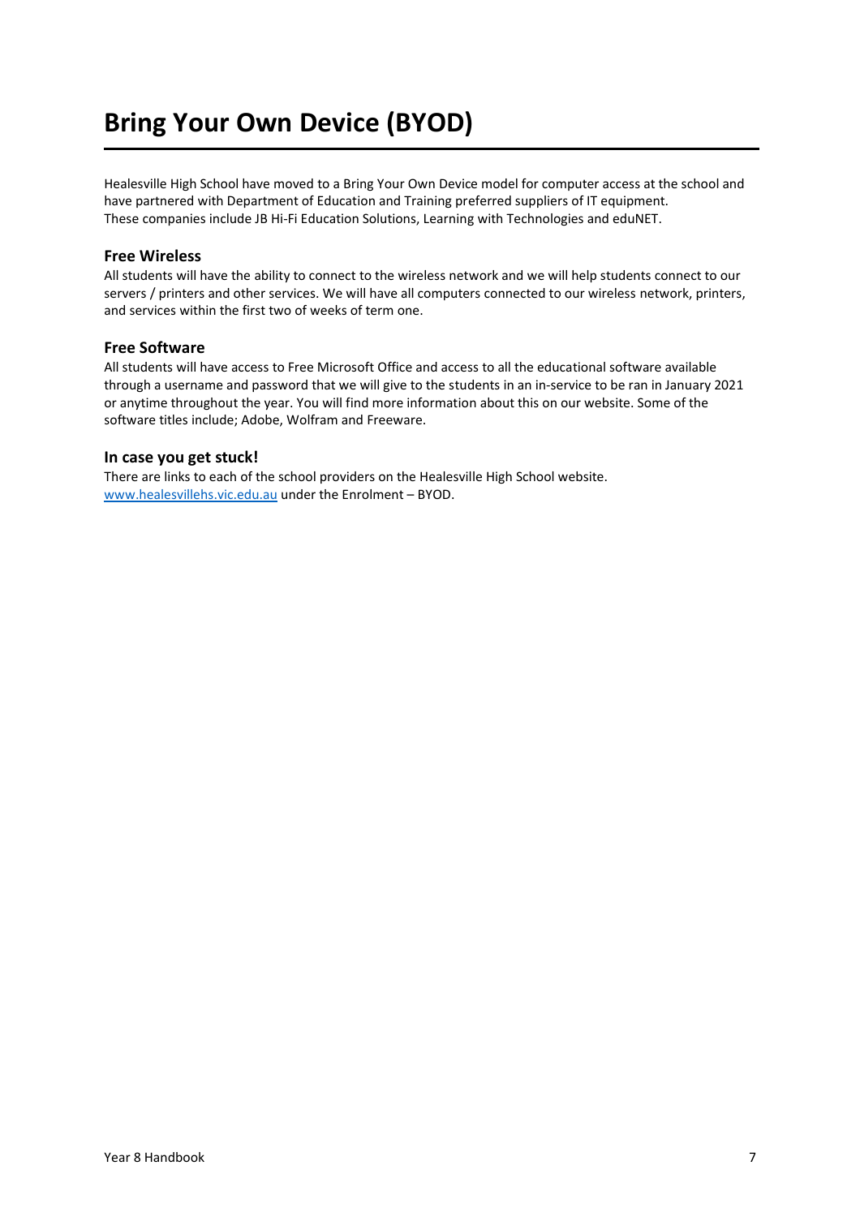# Bring Your Own Device (BYOD)

Healesville High School have moved to a Bring Your Own Device model for computer access at the school and have partnered with Department of Education and Training preferred suppliers of IT equipment. These companies include JB Hi-Fi Education Solutions, Learning with Technologies and eduNET.

### Free Wireless

All students will have the ability to connect to the wireless network and we will help students connect to our servers / printers and other services. We will have all computers connected to our wireless network, printers, and services within the first two of weeks of term one.

### Free Software

All students will have access to Free Microsoft Office and access to all the educational software available through a username and password that we will give to the students in an in-service to be ran in January 2021 or anytime throughout the year. You will find more information about this on our website. Some of the software titles include; Adobe, Wolfram and Freeware.

### In case you get stuck!

There are links to each of the school providers on the Healesville High School website. [www.healesvillehs.vic.edu.au](http://www.healesvillehs.vic.edu.au) under the Enrolment – BYOD.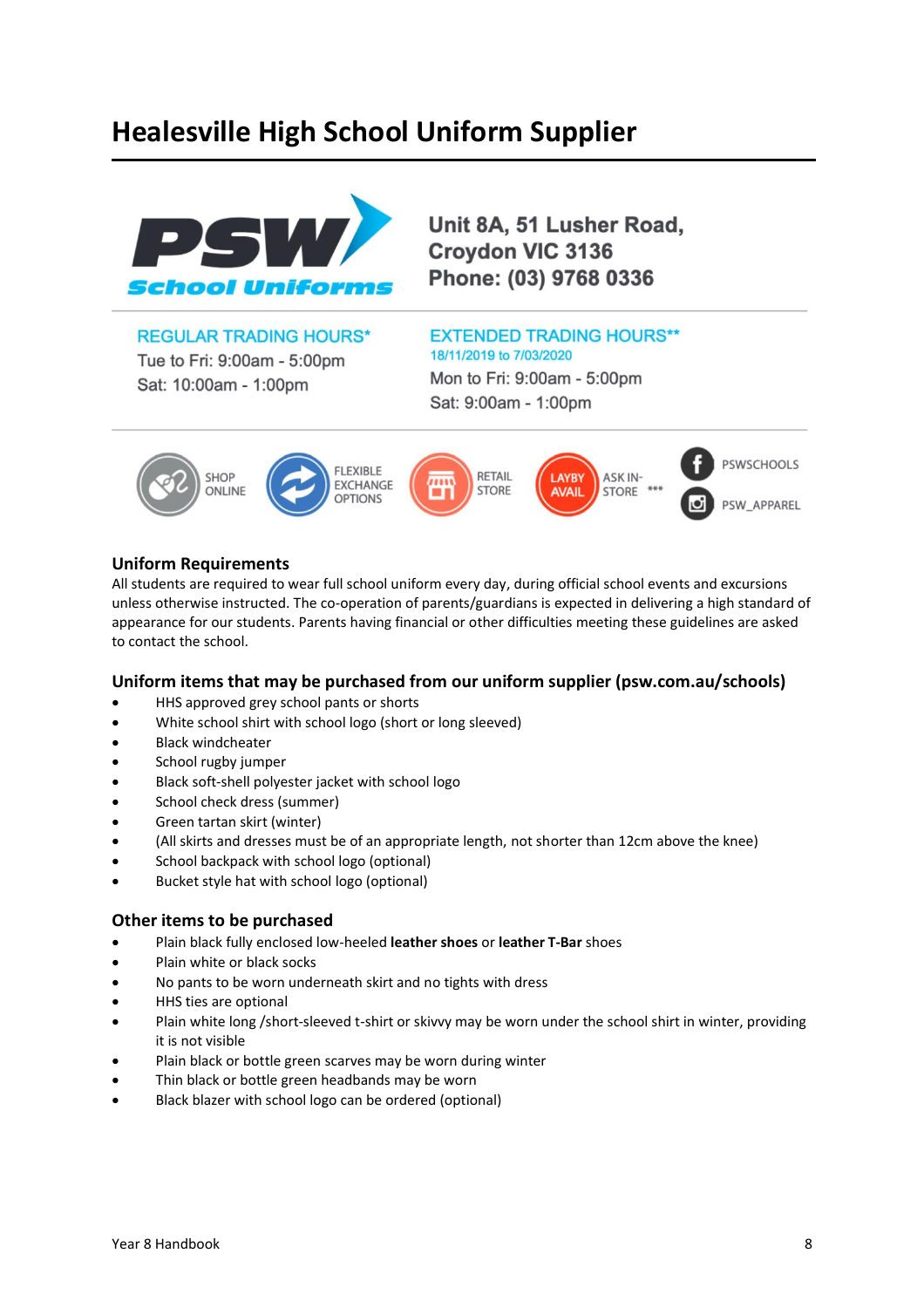# Healesville High School Uniform Supplier

PSW School Uniforms

**Unit 8A, 51 Lusher Road,**
**Croydon VIC 3136**
**Phone: (03) 9768 0336**

REGULAR TRADING HOURS*
Tue to Fri: 9:00am - 5:00pm
Sat: 10:00am - 1:00pm

EXTENDED TRADING HOURS**
18/11/2019 to 7/03/2020
Mon to Fri: 9:00am - 5:00pm
Sat: 9:00am - 1:00pm

SHOP ONLINE | FLEXIBLE EXCHANGE OPTIONS | RETAIL STORE | LAYBY AVAIL ASK IN-STORE *** | PSWSCHOOLS | PSW_APPAREL

## Uniform Requirements

All students are required to wear full school uniform every day, during official school events and excursions unless otherwise instructed. The co-operation of parents/guardians is expected in delivering a high standard of appearance for our students. Parents having financial or other difficulties meeting these guidelines are asked to contact the school.

## Uniform items that may be purchased from our uniform supplier (psw.com.au/schools)

- HHS approved grey school pants or shorts
- White school shirt with school logo (short or long sleeved)
- Black windcheater
- School rugby jumper
- Black soft-shell polyester jacket with school logo
- School check dress (summer)
- Green tartan skirt (winter)
- (All skirts and dresses must be of an appropriate length, not shorter than 12cm above the knee)
- School backpack with school logo (optional)
- Bucket style hat with school logo (optional)

## Other items to be purchased

- Plain black fully enclosed low-heeled **leather shoes** or **leather T-Bar** shoes
- Plain white or black socks
- No pants to be worn underneath skirt and no tights with dress
- HHS ties are optional
- Plain white long /short-sleeved t-shirt or skivvy may be worn under the school shirt in winter, providing it is not visible
- Plain black or bottle green scarves may be worn during winter
- Thin black or bottle green headbands may be worn
- Black blazer with school logo can be ordered (optional)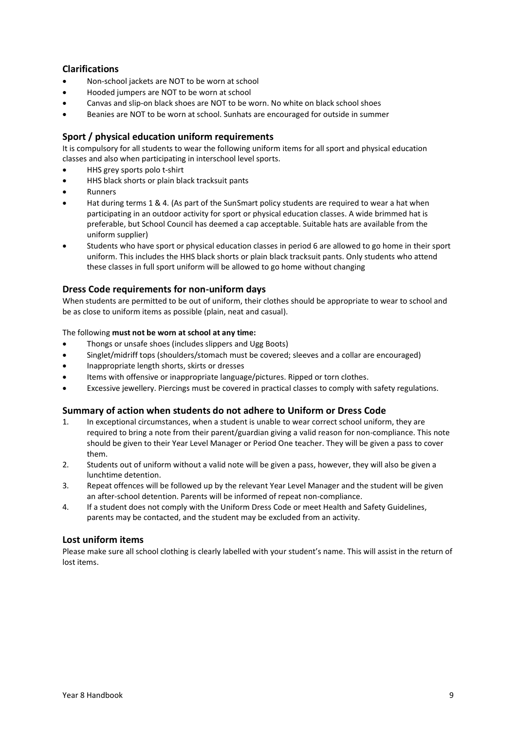## Clarifications

- Non-school jackets are NOT to be worn at school
- Hooded jumpers are NOT to be worn at school
- Canvas and slip-on black shoes are NOT to be worn. No white on black school shoes
- Beanies are NOT to be worn at school. Sunhats are encouraged for outside in summer

## Sport / physical education uniform requirements

It is compulsory for all students to wear the following uniform items for all sport and physical education classes and also when participating in interschool level sports.

- HHS grey sports polo t-shirt
- HHS black shorts or plain black tracksuit pants
- Runners
- Hat during terms 1 & 4. (As part of the SunSmart policy students are required to wear a hat when participating in an outdoor activity for sport or physical education classes. A wide brimmed hat is preferable, but School Council has deemed a cap acceptable. Suitable hats are available from the uniform supplier)
- Students who have sport or physical education classes in period 6 are allowed to go home in their sport uniform. This includes the HHS black shorts or plain black tracksuit pants. Only students who attend these classes in full sport uniform will be allowed to go home without changing

## Dress Code requirements for non-uniform days

When students are permitted to be out of uniform, their clothes should be appropriate to wear to school and be as close to uniform items as possible (plain, neat and casual).

The following **must not be worn at school at any time:**

- Thongs or unsafe shoes (includes slippers and Ugg Boots)
- Singlet/midriff tops (shoulders/stomach must be covered; sleeves and a collar are encouraged)
- Inappropriate length shorts, skirts or dresses
- Items with offensive or inappropriate language/pictures. Ripped or torn clothes.
- Excessive jewellery. Piercings must be covered in practical classes to comply with safety regulations.

## Summary of action when students do not adhere to Uniform or Dress Code

1. In exceptional circumstances, when a student is unable to wear correct school uniform, they are required to bring a note from their parent/guardian giving a valid reason for non-compliance. This note should be given to their Year Level Manager or Period One teacher. They will be given a pass to cover them.
2. Students out of uniform without a valid note will be given a pass, however, they will also be given a lunchtime detention.
3. Repeat offences will be followed up by the relevant Year Level Manager and the student will be given an after-school detention. Parents will be informed of repeat non-compliance.
4. If a student does not comply with the Uniform Dress Code or meet Health and Safety Guidelines, parents may be contacted, and the student may be excluded from an activity.

## Lost uniform items

Please make sure all school clothing is clearly labelled with your student's name. This will assist in the return of lost items.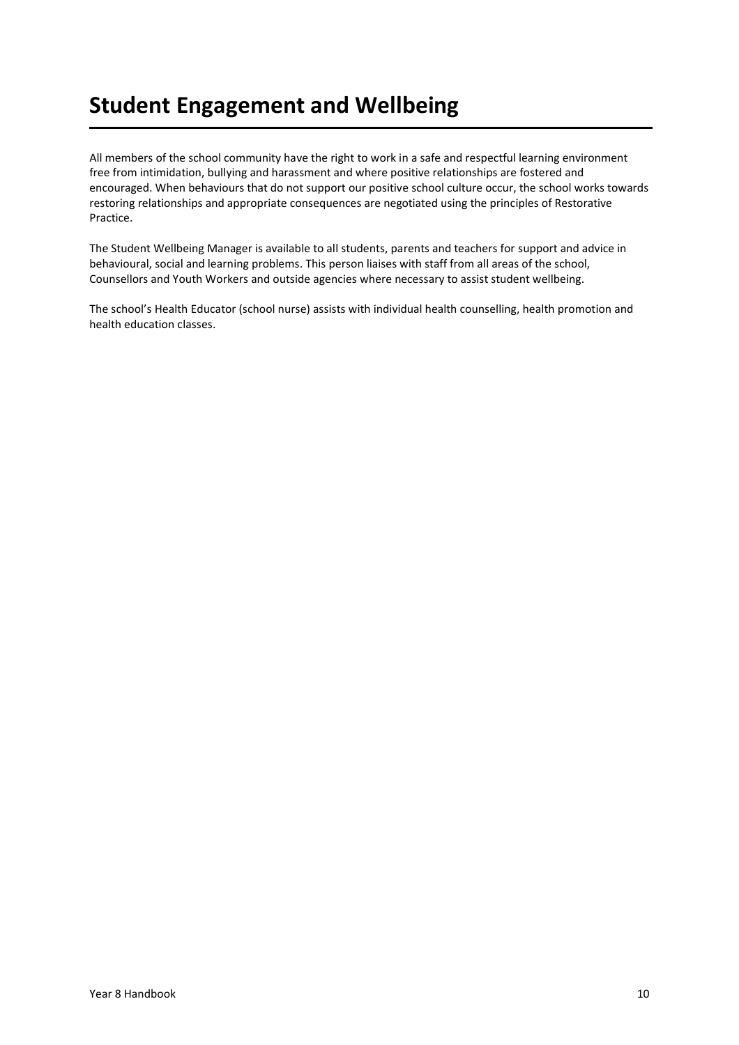# Student Engagement and Wellbeing

All members of the school community have the right to work in a safe and respectful learning environment free from intimidation, bullying and harassment and where positive relationships are fostered and encouraged. When behaviours that do not support our positive school culture occur, the school works towards restoring relationships and appropriate consequences are negotiated using the principles of Restorative Practice.

The Student Wellbeing Manager is available to all students, parents and teachers for support and advice in behavioural, social and learning problems. This person liaises with staff from all areas of the school, Counsellors and Youth Workers and outside agencies where necessary to assist student wellbeing.

The school's Health Educator (school nurse) assists with individual health counselling, health promotion and health education classes.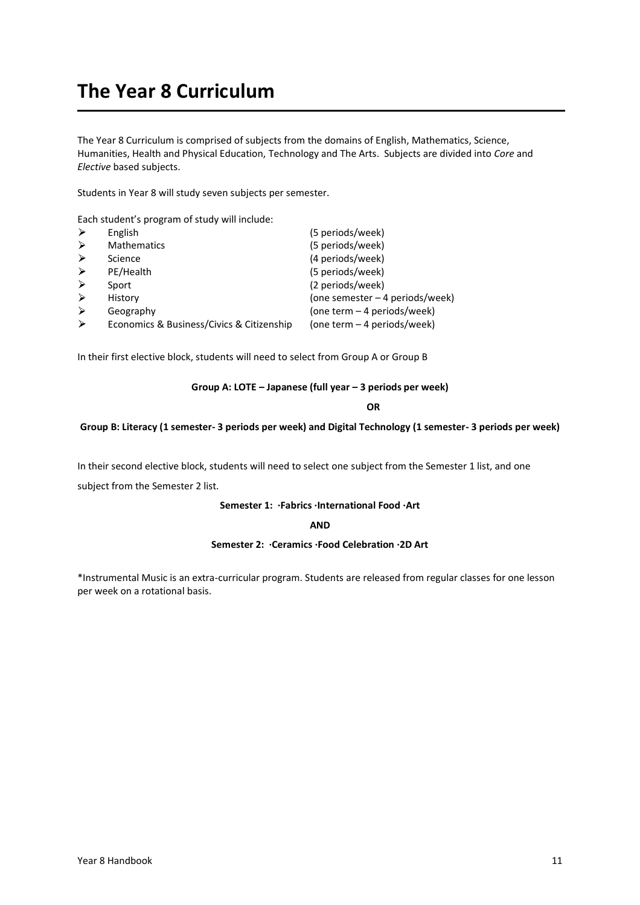# The Year 8 Curriculum

The Year 8 Curriculum is comprised of subjects from the domains of English, Mathematics, Science, Humanities, Health and Physical Education, Technology and The Arts. Subjects are divided into *Core* and *Elective* based subjects.

Students in Year 8 will study seven subjects per semester.

Each student's program of study will include:

- English (5 periods/week)
- Mathematics (5 periods/week)
- Science (4 periods/week)
- PE/Health (5 periods/week)
- Sport (2 periods/week)
- History (one semester – 4 periods/week)
- Geography (one term – 4 periods/week)
- Economics & Business/Civics & Citizenship (one term – 4 periods/week)

In their first elective block, students will need to select from Group A or Group B

**Group A: LOTE – Japanese (full year – 3 periods per week)**

**OR**

**Group B: Literacy (1 semester- 3 periods per week) and Digital Technology (1 semester- 3 periods per week)**

In their second elective block, students will need to select one subject from the Semester 1 list, and one subject from the Semester 2 list.

**Semester 1: ·Fabrics ·International Food ·Art**

**AND**

**Semester 2: ·Ceramics ·Food Celebration ·2D Art**

*Instrumental Music is an extra-curricular program. Students are released from regular classes for one lesson per week on a rotational basis.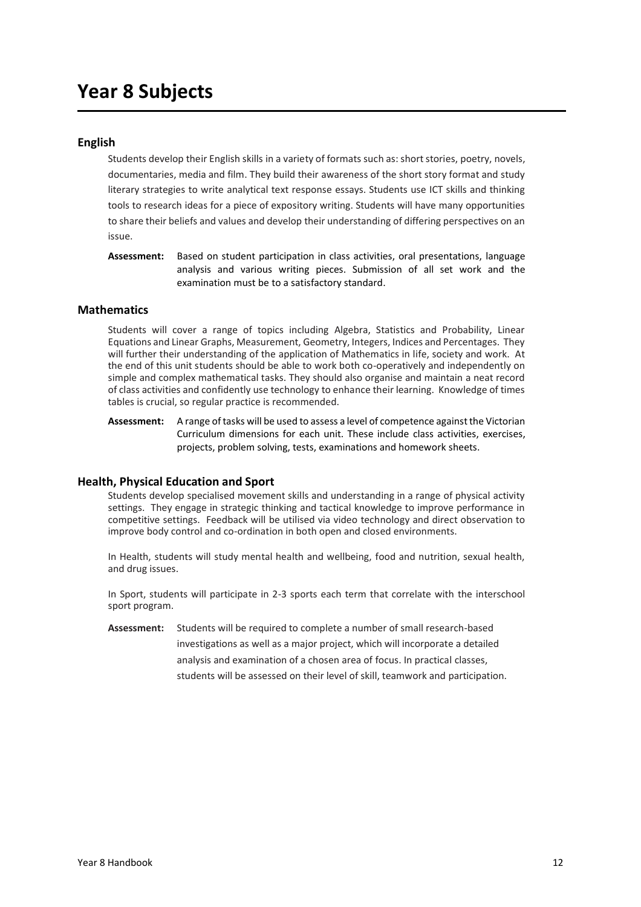# Year 8 Subjects

## English

Students develop their English skills in a variety of formats such as: short stories, poetry, novels, documentaries, media and film. They build their awareness of the short story format and study literary strategies to write analytical text response essays. Students use ICT skills and thinking tools to research ideas for a piece of expository writing. Students will have many opportunities to share their beliefs and values and develop their understanding of differing perspectives on an issue.

**Assessment:** Based on student participation in class activities, oral presentations, language analysis and various writing pieces. Submission of all set work and the examination must be to a satisfactory standard.

## Mathematics

Students will cover a range of topics including Algebra, Statistics and Probability, Linear Equations and Linear Graphs, Measurement, Geometry, Integers, Indices and Percentages. They will further their understanding of the application of Mathematics in life, society and work. At the end of this unit students should be able to work both co-operatively and independently on simple and complex mathematical tasks. They should also organise and maintain a neat record of class activities and confidently use technology to enhance their learning. Knowledge of times tables is crucial, so regular practice is recommended.

**Assessment:** A range of tasks will be used to assess a level of competence against the Victorian Curriculum dimensions for each unit. These include class activities, exercises, projects, problem solving, tests, examinations and homework sheets.

## Health, Physical Education and Sport

Students develop specialised movement skills and understanding in a range of physical activity settings. They engage in strategic thinking and tactical knowledge to improve performance in competitive settings. Feedback will be utilised via video technology and direct observation to improve body control and co-ordination in both open and closed environments.

In Health, students will study mental health and wellbeing, food and nutrition, sexual health, and drug issues.

In Sport, students will participate in 2-3 sports each term that correlate with the interschool sport program.

**Assessment:** Students will be required to complete a number of small research-based investigations as well as a major project, which will incorporate a detailed analysis and examination of a chosen area of focus. In practical classes, students will be assessed on their level of skill, teamwork and participation.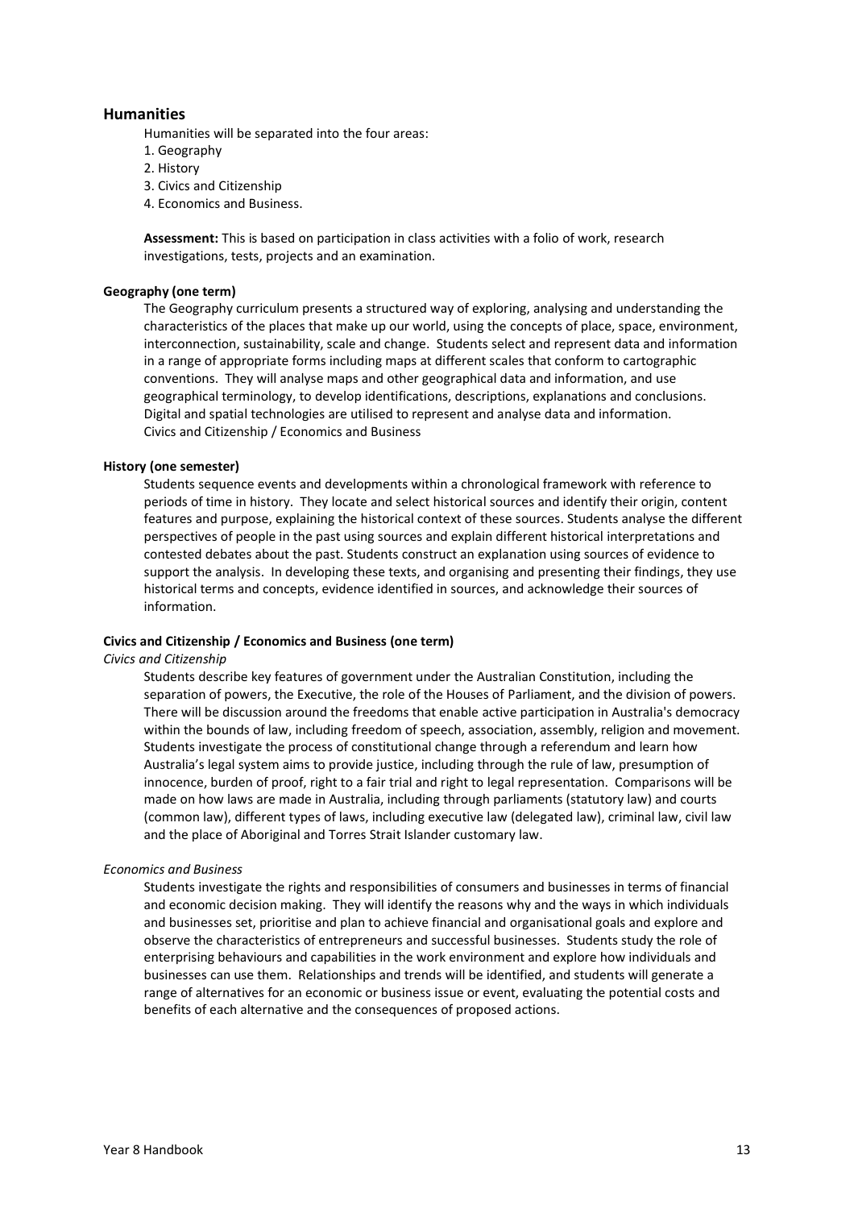## Humanities

Humanities will be separated into the four areas:

1. Geography
2. History
3. Civics and Citizenship
4. Economics and Business.

**Assessment:** This is based on participation in class activities with a folio of work, research investigations, tests, projects and an examination.

### Geography (one term)

The Geography curriculum presents a structured way of exploring, analysing and understanding the characteristics of the places that make up our world, using the concepts of place, space, environment, interconnection, sustainability, scale and change. Students select and represent data and information in a range of appropriate forms including maps at different scales that conform to cartographic conventions. They will analyse maps and other geographical data and information, and use geographical terminology, to develop identifications, descriptions, explanations and conclusions. Digital and spatial technologies are utilised to represent and analyse data and information. Civics and Citizenship / Economics and Business

### History (one semester)

Students sequence events and developments within a chronological framework with reference to periods of time in history. They locate and select historical sources and identify their origin, content features and purpose, explaining the historical context of these sources. Students analyse the different perspectives of people in the past using sources and explain different historical interpretations and contested debates about the past. Students construct an explanation using sources of evidence to support the analysis. In developing these texts, and organising and presenting their findings, they use historical terms and concepts, evidence identified in sources, and acknowledge their sources of information.

### Civics and Citizenship / Economics and Business (one term)

*Civics and Citizenship*

Students describe key features of government under the Australian Constitution, including the separation of powers, the Executive, the role of the Houses of Parliament, and the division of powers. There will be discussion around the freedoms that enable active participation in Australia's democracy within the bounds of law, including freedom of speech, association, assembly, religion and movement. Students investigate the process of constitutional change through a referendum and learn how Australia's legal system aims to provide justice, including through the rule of law, presumption of innocence, burden of proof, right to a fair trial and right to legal representation. Comparisons will be made on how laws are made in Australia, including through parliaments (statutory law) and courts (common law), different types of laws, including executive law (delegated law), criminal law, civil law and the place of Aboriginal and Torres Strait Islander customary law.

*Economics and Business*

Students investigate the rights and responsibilities of consumers and businesses in terms of financial and economic decision making. They will identify the reasons why and the ways in which individuals and businesses set, prioritise and plan to achieve financial and organisational goals and explore and observe the characteristics of entrepreneurs and successful businesses. Students study the role of enterprising behaviours and capabilities in the work environment and explore how individuals and businesses can use them. Relationships and trends will be identified, and students will generate a range of alternatives for an economic or business issue or event, evaluating the potential costs and benefits of each alternative and the consequences of proposed actions.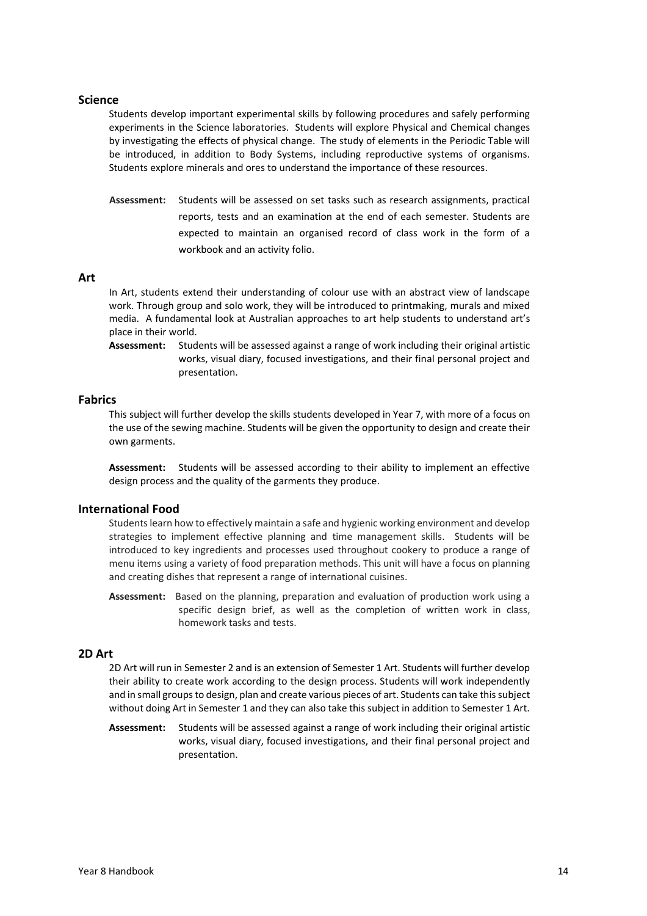## Science

Students develop important experimental skills by following procedures and safely performing experiments in the Science laboratories. Students will explore Physical and Chemical changes by investigating the effects of physical change. The study of elements in the Periodic Table will be introduced, in addition to Body Systems, including reproductive systems of organisms. Students explore minerals and ores to understand the importance of these resources.

**Assessment:** Students will be assessed on set tasks such as research assignments, practical reports, tests and an examination at the end of each semester. Students are expected to maintain an organised record of class work in the form of a workbook and an activity folio.

## Art

In Art, students extend their understanding of colour use with an abstract view of landscape work. Through group and solo work, they will be introduced to printmaking, murals and mixed media. A fundamental look at Australian approaches to art help students to understand art's place in their world.

**Assessment:** Students will be assessed against a range of work including their original artistic works, visual diary, focused investigations, and their final personal project and presentation.

## Fabrics

This subject will further develop the skills students developed in Year 7, with more of a focus on the use of the sewing machine. Students will be given the opportunity to design and create their own garments.

**Assessment:** Students will be assessed according to their ability to implement an effective design process and the quality of the garments they produce.

## International Food

Students learn how to effectively maintain a safe and hygienic working environment and develop strategies to implement effective planning and time management skills. Students will be introduced to key ingredients and processes used throughout cookery to produce a range of menu items using a variety of food preparation methods. This unit will have a focus on planning and creating dishes that represent a range of international cuisines.

**Assessment:** Based on the planning, preparation and evaluation of production work using a specific design brief, as well as the completion of written work in class, homework tasks and tests.

## 2D Art

2D Art will run in Semester 2 and is an extension of Semester 1 Art. Students will further develop their ability to create work according to the design process. Students will work independently and in small groups to design, plan and create various pieces of art. Students can take this subject without doing Art in Semester 1 and they can also take this subject in addition to Semester 1 Art.

**Assessment:** Students will be assessed against a range of work including their original artistic works, visual diary, focused investigations, and their final personal project and presentation.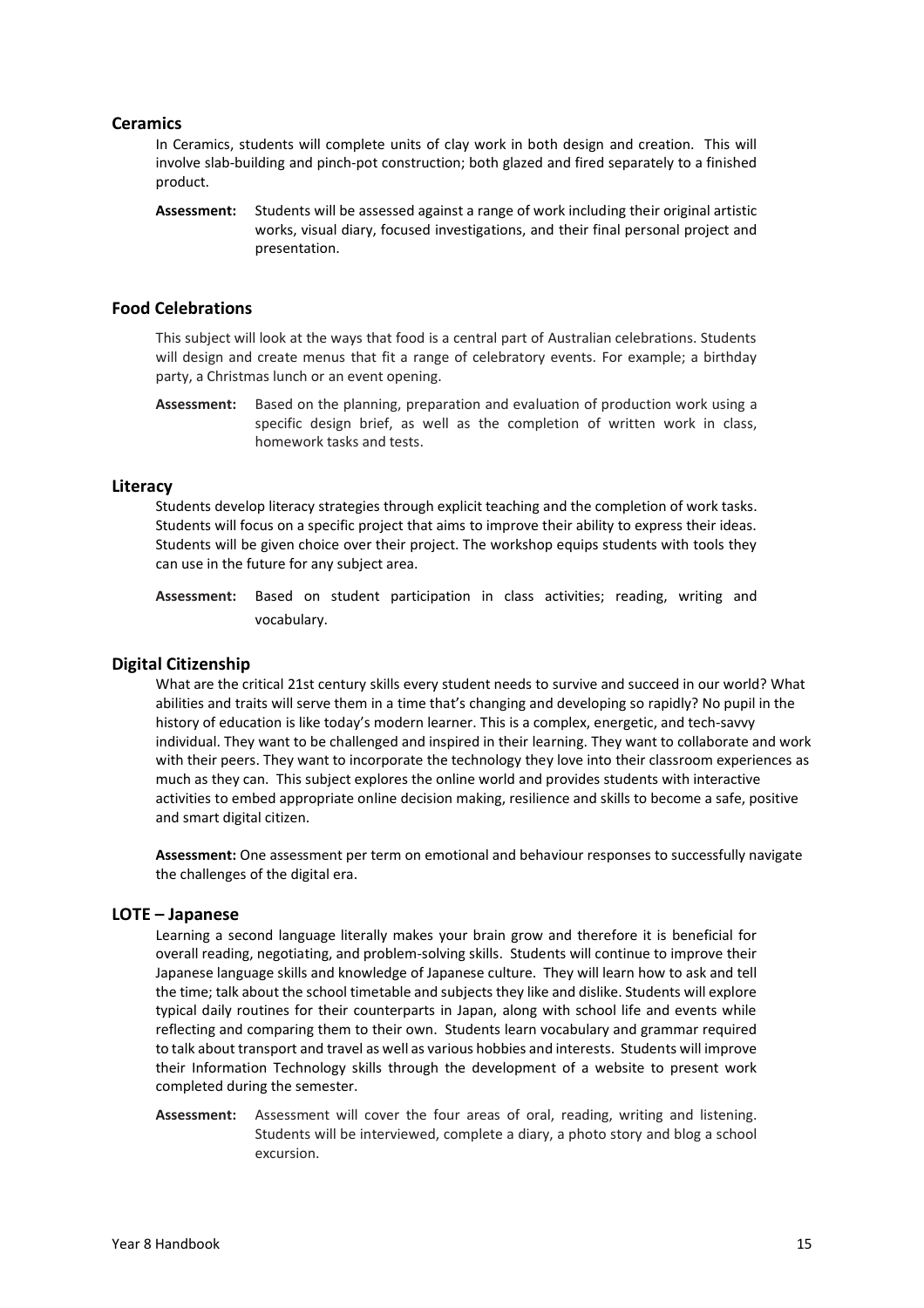## Ceramics

In Ceramics, students will complete units of clay work in both design and creation. This will involve slab-building and pinch-pot construction; both glazed and fired separately to a finished product.

**Assessment:** Students will be assessed against a range of work including their original artistic works, visual diary, focused investigations, and their final personal project and presentation.

## Food Celebrations

This subject will look at the ways that food is a central part of Australian celebrations. Students will design and create menus that fit a range of celebratory events. For example; a birthday party, a Christmas lunch or an event opening.

**Assessment:** Based on the planning, preparation and evaluation of production work using a specific design brief, as well as the completion of written work in class, homework tasks and tests.

## Literacy

Students develop literacy strategies through explicit teaching and the completion of work tasks. Students will focus on a specific project that aims to improve their ability to express their ideas. Students will be given choice over their project. The workshop equips students with tools they can use in the future for any subject area.

**Assessment:** Based on student participation in class activities; reading, writing and vocabulary.

## Digital Citizenship

What are the critical 21st century skills every student needs to survive and succeed in our world? What abilities and traits will serve them in a time that's changing and developing so rapidly? No pupil in the history of education is like today's modern learner. This is a complex, energetic, and tech-savvy individual. They want to be challenged and inspired in their learning. They want to collaborate and work with their peers. They want to incorporate the technology they love into their classroom experiences as much as they can. This subject explores the online world and provides students with interactive activities to embed appropriate online decision making, resilience and skills to become a safe, positive and smart digital citizen.

**Assessment:** One assessment per term on emotional and behaviour responses to successfully navigate the challenges of the digital era.

## LOTE – Japanese

Learning a second language literally makes your brain grow and therefore it is beneficial for overall reading, negotiating, and problem-solving skills. Students will continue to improve their Japanese language skills and knowledge of Japanese culture. They will learn how to ask and tell the time; talk about the school timetable and subjects they like and dislike. Students will explore typical daily routines for their counterparts in Japan, along with school life and events while reflecting and comparing them to their own. Students learn vocabulary and grammar required to talk about transport and travel as well as various hobbies and interests. Students will improve their Information Technology skills through the development of a website to present work completed during the semester.

**Assessment:** Assessment will cover the four areas of oral, reading, writing and listening. Students will be interviewed, complete a diary, a photo story and blog a school excursion.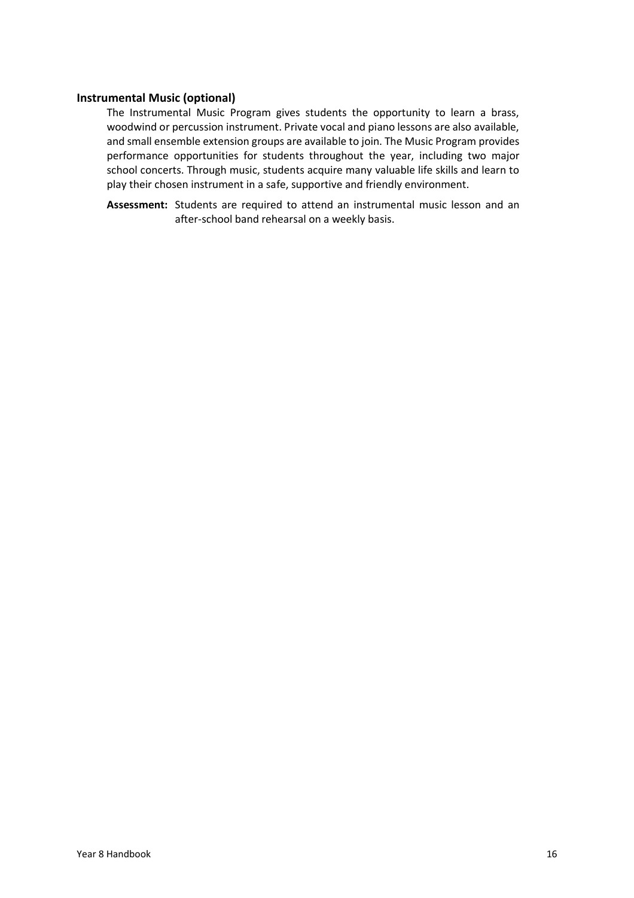### Instrumental Music (optional)

The Instrumental Music Program gives students the opportunity to learn a brass, woodwind or percussion instrument. Private vocal and piano lessons are also available, and small ensemble extension groups are available to join. The Music Program provides performance opportunities for students throughout the year, including two major school concerts. Through music, students acquire many valuable life skills and learn to play their chosen instrument in a safe, supportive and friendly environment.

**Assessment:** Students are required to attend an instrumental music lesson and an after-school band rehearsal on a weekly basis.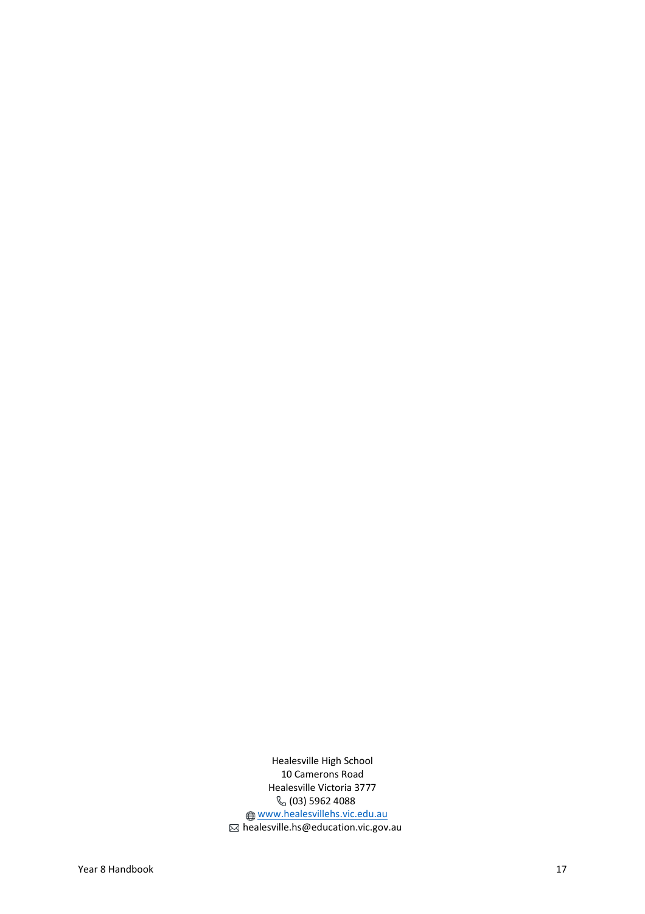Healesville High School
10 Camerons Road
Healesville Victoria 3777
(03) 5962 4088
www.healesvillehs.vic.edu.au
healesville.hs@education.vic.gov.au